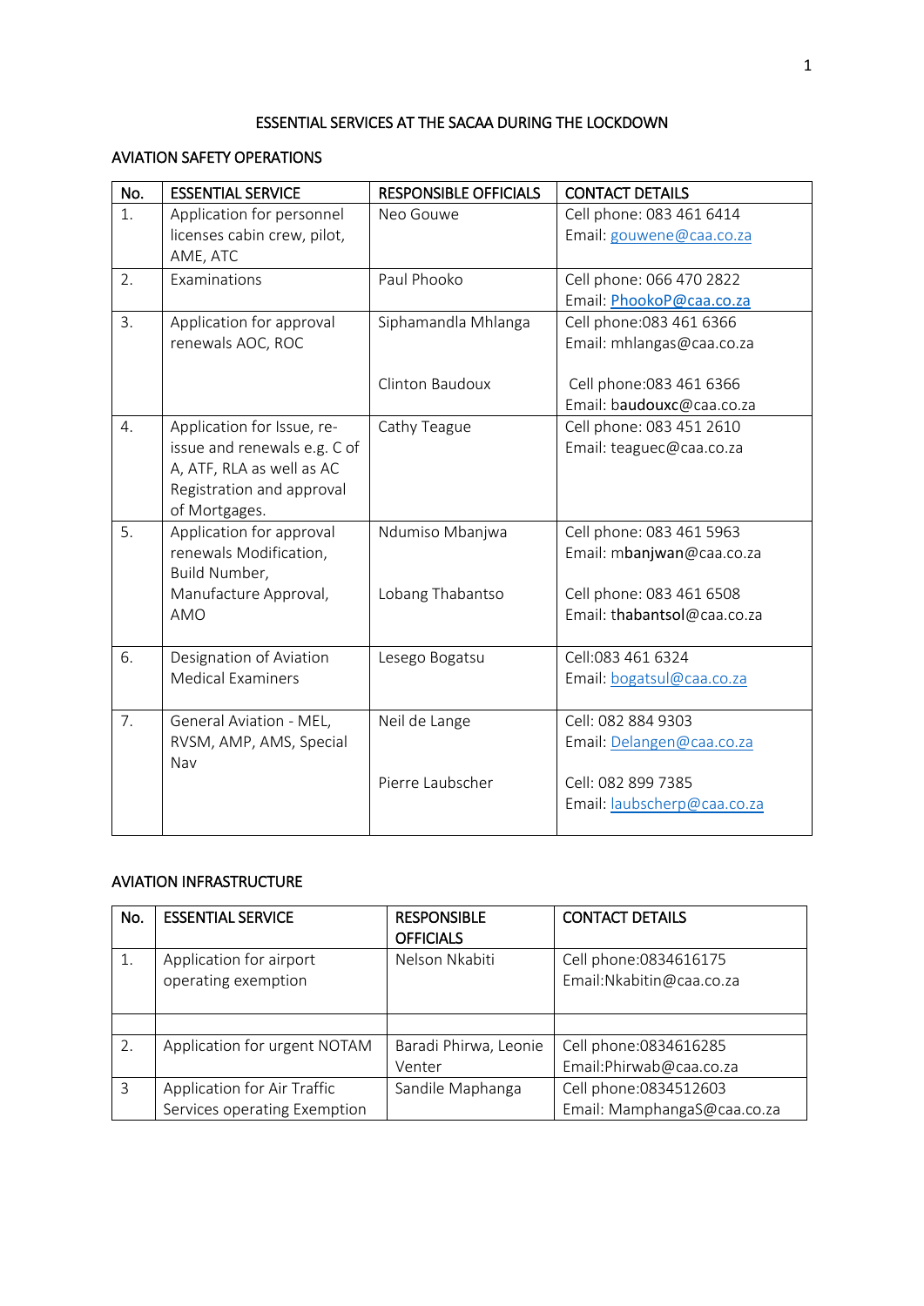# ESSENTIAL SERVICES AT THE SACAA DURING THE LOCKDOWN

## AVIATION SAFETY OPERATIONS

| No. | ESSENTIAL SERVICE | RESPONSIBLE OFFICIALS | CONTACT DETAILS |
|---|---|---|---|
| 1. | Application for personnel licenses cabin crew, pilot, AME, ATC | Neo Gouwe | Cell phone: 083 461 6414<br>Email: gouwene@caa.co.za |
| 2. | Examinations | Paul Phooko | Cell phone: 066 470 2822<br>Email: PhookoP@caa.co.za |
| 3. | Application for approval renewals AOC, ROC | Siphamandla Mhlanga<br><br>Clinton Baudoux | Cell phone:083 461 6366<br>Email: mhlangas@caa.co.za<br><br>Cell phone:083 461 6366<br>Email: baudouxc@caa.co.za |
| 4. | Application for Issue, re-issue and renewals e.g. C of A, ATF, RLA as well as AC Registration and approval of Mortgages. | Cathy Teague | Cell phone: 083 451 2610<br>Email: teaguec@caa.co.za |
| 5. | Application for approval renewals Modification, Build Number, Manufacture Approval, AMO | Ndumiso Mbanjwa<br><br>Lobang Thabantso | Cell phone: 083 461 5963<br>Email: mbanjwan@caa.co.za<br><br>Cell phone: 083 461 6508<br>Email: thabantsol@caa.co.za |
| 6. | Designation of Aviation Medical Examiners | Lesego Bogatsu | Cell:083 461 6324<br>Email: bogatsul@caa.co.za |
| 7. | General Aviation - MEL, RVSM, AMP, AMS, Special Nav | Neil de Lange<br><br>Pierre Laubscher | Cell: 082 884 9303<br>Email: Delangen@caa.co.za<br><br>Cell: 082 899 7385<br>Email: laubscherp@caa.co.za |

## AVIATION INFRASTRUCTURE

| No. | ESSENTIAL SERVICE | RESPONSIBLE OFFICIALS | CONTACT DETAILS |
|---|---|---|---|
| 1. | Application for airport operating exemption | Nelson Nkabiti | Cell phone:0834616175<br>Email:Nkabitin@caa.co.za |
| | | | |
| 2. | Application for urgent NOTAM | Baradi Phirwa, Leonie Venter | Cell phone:0834616285<br>Email:Phirwab@caa.co.za |
| 3 | Application for Air Traffic Services operating Exemption | Sandile Maphanga | Cell phone:0834512603<br>Email: MamphangaS@caa.co.za |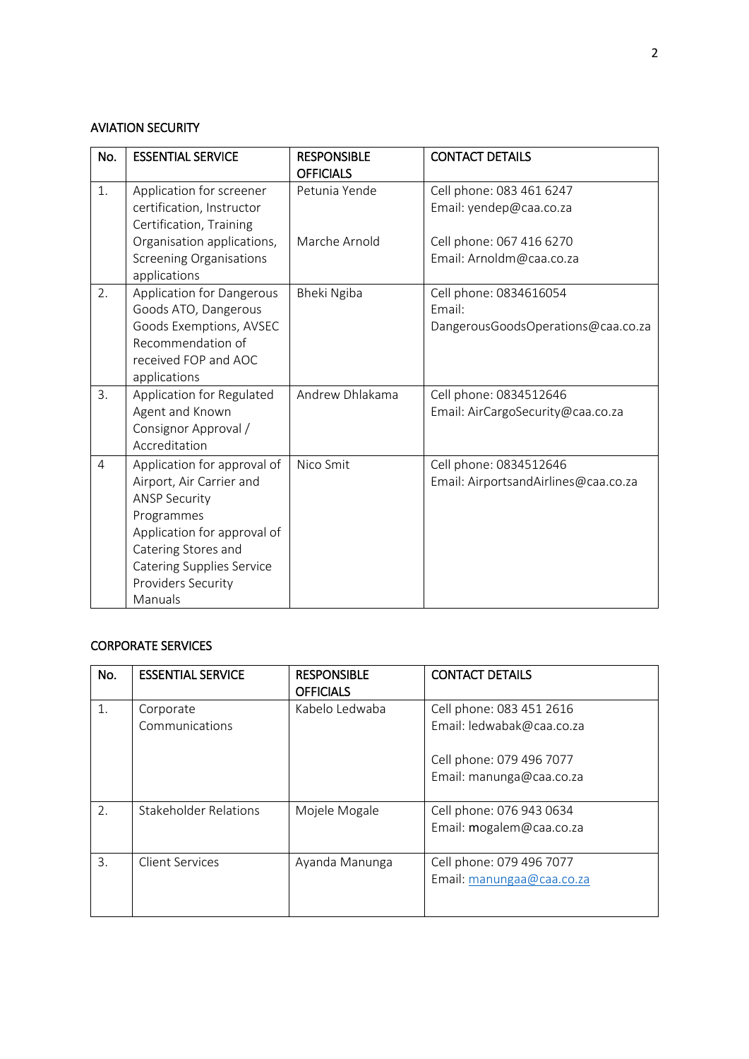## AVIATION SECURITY

| No. | ESSENTIAL SERVICE | RESPONSIBLE OFFICIALS | CONTACT DETAILS |
|---|---|---|---|
| 1. | Application for screener certification, Instructor Certification, Training Organisation applications, Screening Organisations applications | Petunia Yende<br><br>Marche Arnold | Cell phone: 083 461 6247<br>Email: yendep@caa.co.za<br><br>Cell phone: 067 416 6270<br>Email: Arnoldm@caa.co.za |
| 2. | Application for Dangerous Goods ATO, Dangerous Goods Exemptions, AVSEC Recommendation of received FOP and AOC applications | Bheki Ngiba | Cell phone: 0834616054<br>Email: DangerousGoodsOperations@caa.co.za |
| 3. | Application for Regulated Agent and Known Consignor Approval / Accreditation | Andrew Dhlakama | Cell phone: 0834512646<br>Email: AirCargoSecurity@caa.co.za |
| 4 | Application for approval of Airport, Air Carrier and ANSP Security Programmes<br>Application for approval of Catering Stores and Catering Supplies Service Providers Security Manuals | Nico Smit | Cell phone: 0834512646<br>Email: AirportsandAirlines@caa.co.za |

## CORPORATE SERVICES

| No. | ESSENTIAL SERVICE | RESPONSIBLE OFFICIALS | CONTACT DETAILS |
|---|---|---|---|
| 1. | Corporate Communications | Kabelo Ledwaba | Cell phone: 083 451 2616<br>Email: ledwabak@caa.co.za<br><br>Cell phone: 079 496 7077<br>Email: manunga@caa.co.za |
| 2. | Stakeholder Relations | Mojele Mogale | Cell phone: 076 943 0634<br>Email: mogalem@caa.co.za |
| 3. | Client Services | Ayanda Manunga | Cell phone: 079 496 7077<br>Email: manungaa@caa.co.za |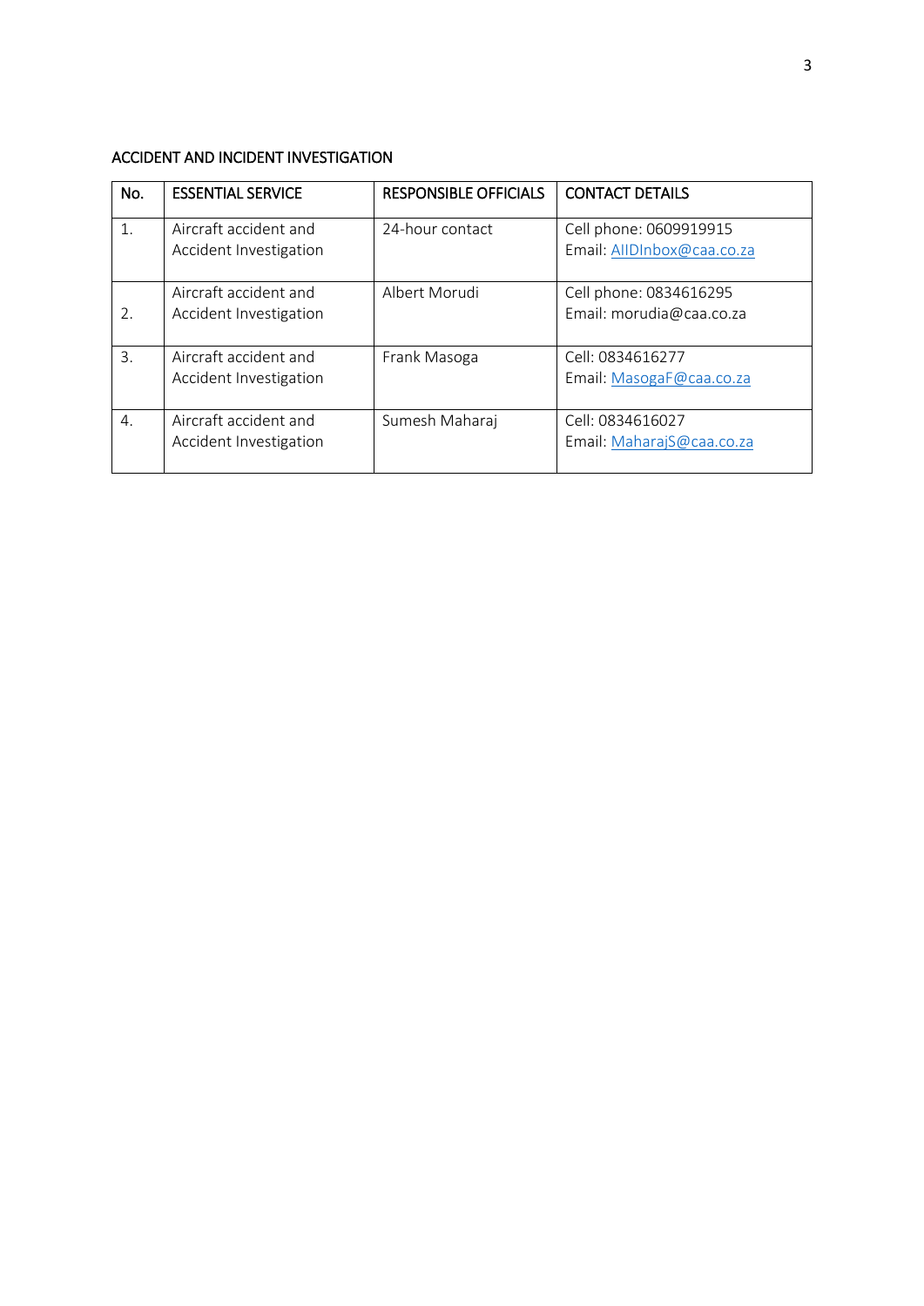## ACCIDENT AND INCIDENT INVESTIGATION

| No. | ESSENTIAL SERVICE | RESPONSIBLE OFFICIALS | CONTACT DETAILS |
| --- | --- | --- | --- |
| 1. | Aircraft accident and Accident Investigation | 24-hour contact | Cell phone: 0609919915<br>Email: AIIDInbox@caa.co.za |
| 2. | Aircraft accident and Accident Investigation | Albert Morudi | Cell phone: 0834616295<br>Email: morudia@caa.co.za |
| 3. | Aircraft accident and Accident Investigation | Frank Masoga | Cell: 0834616277<br>Email: MasogaF@caa.co.za |
| 4. | Aircraft accident and Accident Investigation | Sumesh Maharaj | Cell: 0834616027<br>Email: MaharajS@caa.co.za |